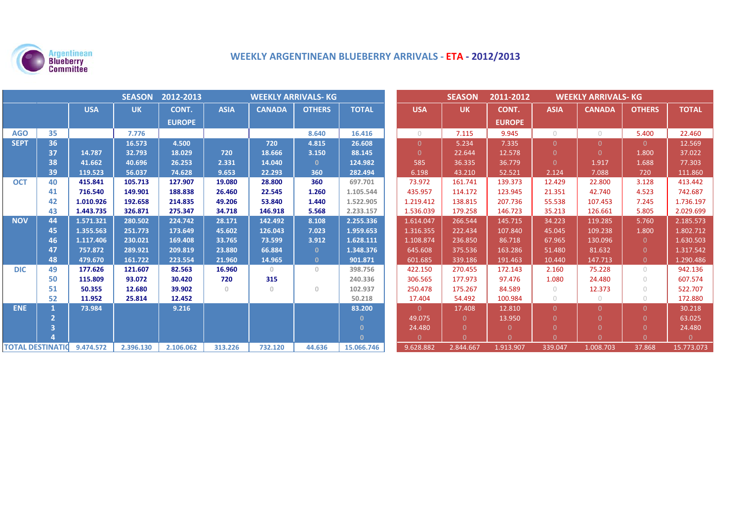# WEEKLY ARGENTINEAN BLUEBERRY ARRIVALS - ETA - 2012/2013

Argentinean Blueberry Committee

| SEASON 2012-2013 | | WEEKLY ARRIVALS- KG | | | | | | |
|---|---|---|---|---|---|---|---|---|
| | | USA | UK | CONT. EUROPE | ASIA | CANADA | OTHERS | TOTAL |
| AGO | 35 | | 7.776 | | | | 8.640 | 16.416 |
| SEPT | 36 | | 16.573 | 4.500 | | 720 | 4.815 | 26.608 |
| | 37 | 14.787 | 32.793 | 18.029 | 720 | 18.666 | 3.150 | 88.145 |
| | 38 | 41.662 | 40.696 | 26.253 | 2.331 | 14.040 | 0 | 124.982 |
| | 39 | 119.523 | 56.037 | 74.628 | 9.653 | 22.293 | 360 | 282.494 |
| OCT | 40 | 415.841 | 105.713 | 127.907 | 19.080 | 28.800 | 360 | 697.701 |
| | 41 | 716.540 | 149.901 | 188.838 | 26.460 | 22.545 | 1.260 | 1.105.544 |
| | 42 | 1.010.926 | 192.658 | 214.835 | 49.206 | 53.840 | 1.440 | 1.522.905 |
| | 43 | 1.443.735 | 326.871 | 275.347 | 34.718 | 146.918 | 5.568 | 2.233.157 |
| NOV | 44 | 1.571.321 | 280.502 | 224.742 | 28.171 | 142.492 | 8.108 | 2.255.336 |
| | 45 | 1.355.563 | 251.773 | 173.649 | 45.602 | 126.043 | 7.023 | 1.959.653 |
| | 46 | 1.117.406 | 230.021 | 169.408 | 33.765 | 73.599 | 3.912 | 1.628.111 |
| | 47 | 757.872 | 289.921 | 209.819 | 23.880 | 66.884 | 0 | 1.348.376 |
| | 48 | 479.670 | 161.722 | 223.554 | 21.960 | 14.965 | 0 | 901.871 |
| DIC | 49 | 177.626 | 121.607 | 82.563 | 16.960 | 0 | 0 | 398.756 |
| | 50 | 115.809 | 93.072 | 30.420 | 720 | 315 | | 240.336 |
| | 51 | 50.355 | 12.680 | 39.902 | 0 | 0 | 0 | 102.937 |
| | 52 | 11.952 | 25.814 | 12.452 | | | | 50.218 |
| ENE | 1 | 73.984 | | 9.216 | | | | 83.200 |
| | 2 | | | | | | | 0 |
| | 3 | | | | | | | 0 |
| | 4 | | | | | | | 0 |
| TOTAL DESTINATIO | | 9.474.572 | 2.396.130 | 2.106.062 | 313.226 | 732.120 | 44.636 | 15.066.746 |

| SEASON 2011-2012 | | WEEKLY ARRIVALS- KG | | | | | | |
|---|---|---|---|---|---|---|---|---|
| | | USA | UK | CONT. EUROPE | ASIA | CANADA | OTHERS | TOTAL |
| AGO | 35 | 0 | 7.115 | 9.945 | 0 | 0 | 5.400 | 22.460 |
| SEPT | 36 | 0 | 5.234 | 7.335 | 0 | 0 | 0 | 12.569 |
| | 37 | 0 | 22.644 | 12.578 | 0 | 0 | 1.800 | 37.022 |
| | 38 | 585 | 36.335 | 36.779 | 0 | 1.917 | 1.688 | 77.303 |
| | 39 | 6.198 | 43.210 | 52.521 | 2.124 | 7.088 | 720 | 111.860 |
| OCT | 40 | 73.972 | 161.741 | 139.373 | 12.429 | 22.800 | 3.128 | 413.442 |
| | 41 | 435.957 | 114.172 | 123.945 | 21.351 | 42.740 | 4.523 | 742.687 |
| | 42 | 1.219.412 | 138.815 | 207.736 | 55.538 | 107.453 | 7.245 | 1.736.197 |
| | 43 | 1.536.039 | 179.258 | 146.723 | 35.213 | 126.661 | 5.805 | 2.029.699 |
| NOV | 44 | 1.614.047 | 266.544 | 145.715 | 34.223 | 119.285 | 5.760 | 2.185.573 |
| | 45 | 1.316.355 | 222.434 | 107.840 | 45.045 | 109.238 | 1.800 | 1.802.712 |
| | 46 | 1.108.874 | 236.850 | 86.718 | 67.965 | 130.096 | 0 | 1.630.503 |
| | 47 | 645.608 | 375.536 | 163.286 | 51.480 | 81.632 | 0 | 1.317.542 |
| | 48 | 601.685 | 339.186 | 191.463 | 10.440 | 147.713 | 0 | 1.290.486 |
| DIC | 49 | 422.150 | 270.455 | 172.143 | 2.160 | 75.228 | 0 | 942.136 |
| | 50 | 306.565 | 177.973 | 97.476 | 1.080 | 24.480 | 0 | 607.574 |
| | 51 | 250.478 | 175.267 | 84.589 | 0 | 12.373 | 0 | 522.707 |
| | 52 | 17.404 | 54.492 | 100.984 | 0 | 0 | 0 | 172.880 |
| ENE | 1 | 0 | 17.408 | 12.810 | 0 | 0 | 0 | 30.218 |
| | 2 | 49.075 | 0 | 13.950 | 0 | 0 | 0 | 63.025 |
| | 3 | 24.480 | 0 | 0 | 0 | 0 | 0 | 24.480 |
| | 4 | 0 | 0 | 0 | 0 | 0 | 0 | 0 |
| TOTAL DESTINATIO | | 9.628.882 | 2.844.667 | 1.913.907 | 339.047 | 1.008.703 | 37.868 | 15.773.073 |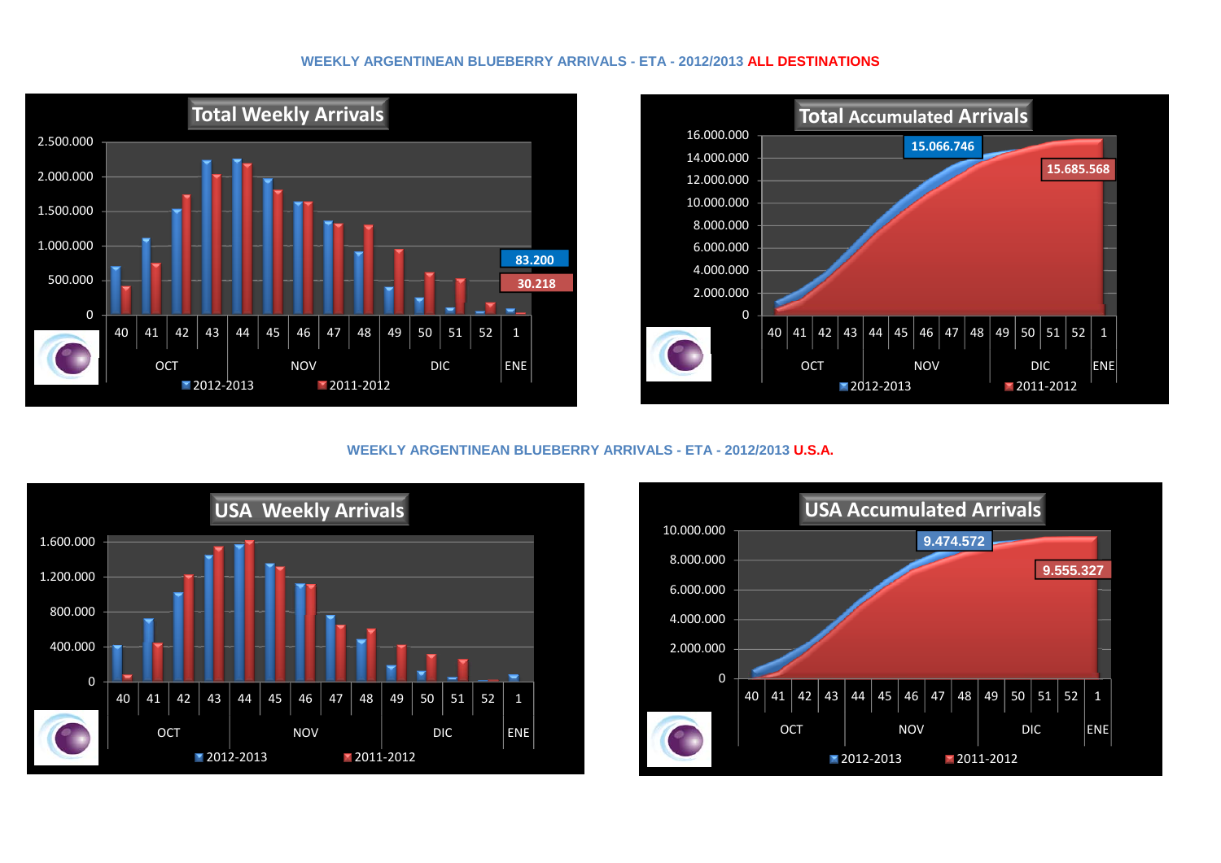## WEEKLY ARGENTINEAN BLUEBERRY ARRIVALS - ETA - 2012/2013 **ALL DESTINATIONS**

**Total Weekly Arrivals**

2.500.000
2.000.000
1.500.000
1.000.000
500.000
0

40 41 42 43 44 45 46 47 48 49 50 51 52 1

OCT NOV DIC ENE

83.200
30.218

2012-2013 2011-2012

**Total Accumulated Arrivals**

16.000.000
14.000.000
12.000.000
10.000.000
8.000.000
6.000.000
4.000.000
2.000.000
0

15.066.746
15.685.568

40 41 42 43 44 45 46 47 48 49 50 51 52 1

OCT NOV DIC ENE

2012-2013 2011-2012

## WEEKLY ARGENTINEAN BLUEBERRY ARRIVALS - ETA - 2012/2013 **U.S.A.**

**USA Weekly Arrivals**

1.600.000
1.200.000
800.000
400.000
0

40 41 42 43 44 45 46 47 48 49 50 51 52 1

OCT NOV DIC ENE

2012-2013 2011-2012

**USA Accumulated Arrivals**

10.000.000
8.000.000
6.000.000
4.000.000
2.000.000
0

9.474.572
9.555.327

40 41 42 43 44 45 46 47 48 49 50 51 52 1

OCT NOV DIC ENE

2012-2013 2011-2012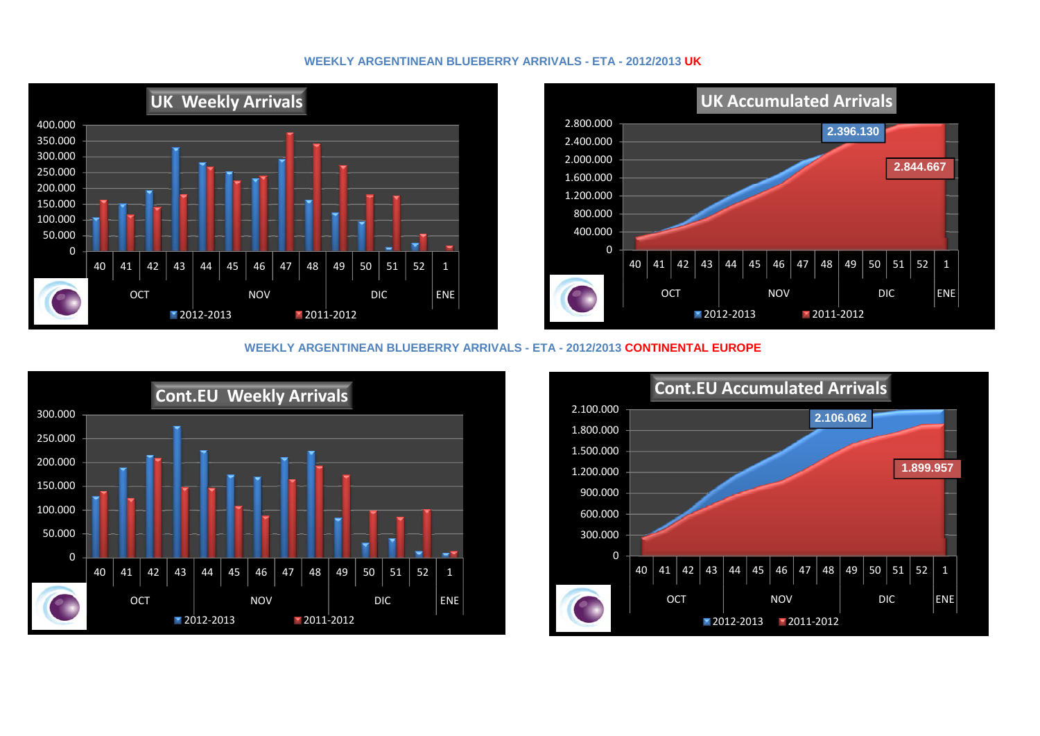## WEEKLY ARGENTINEAN BLUEBERRY ARRIVALS - ETA - 2012/2013 UK

**UK Weekly Arrivals**

400.000
350.000
300.000
250.000
200.000
150.000
100.000
50.000
0

40 41 42 43 44 45 46 47 48 49 50 51 52 1

OCT NOV DIC ENE

2012-2013 2011-2012

**UK Accumulated Arrivals**

2.800.000
2.400.000
2.000.000
1.600.000
1.200.000
800.000
400.000
0

2.396.130

2.844.667

40 41 42 43 44 45 46 47 48 49 50 51 52 1

OCT NOV DIC ENE

2012-2013 2011-2012

## WEEKLY ARGENTINEAN BLUEBERRY ARRIVALS - ETA - 2012/2013 CONTINENTAL EUROPE

**Cont.EU Weekly Arrivals**

300.000
250.000
200.000
150.000
100.000
50.000
0

40 41 42 43 44 45 46 47 48 49 50 51 52 1

OCT NOV DIC ENE

2012-2013 2011-2012

**Cont.EU Accumulated Arrivals**

2.100.000
1.800.000
1.500.000
1.200.000
900.000
600.000
300.000
0

2.106.062

1.899.957

40 41 42 43 44 45 46 47 48 49 50 51 52 1

OCT NOV DIC ENE

2012-2013 2011-2012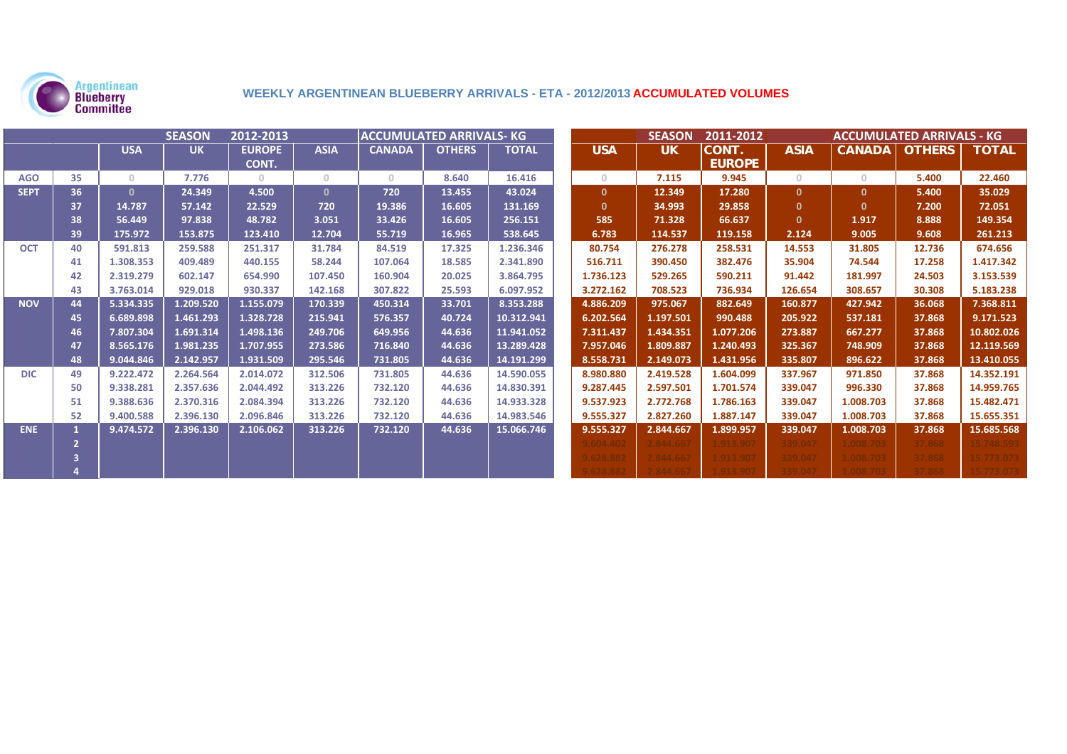Argentinean Blueberry Committee

## WEEKLY ARGENTINEAN BLUEBERRY ARRIVALS - ETA - 2012/2013 ACCUMULATED VOLUMES

| | | SEASON 2012-2013 | | | | ACCUMULATED ARRIVALS- KG | | | SEASON 2011-2012 | | | | ACCUMULATED ARRIVALS - KG | | |
|---|---|---|---|---|---|---|---|---|---|---|---|---|---|---|---|
| | | USA | UK | EUROPE CONT. | ASIA | CANADA | OTHERS | TOTAL | USA | UK | CONT. EUROPE | ASIA | CANADA | OTHERS | TOTAL |
| AGO | 35 | 0 | 7.776 | 0 | 0 | 0 | 8.640 | 16.416 | 0 | 7.115 | 9.945 | 0 | 0 | 5.400 | 22.460 |
| SEPT | 36 | 0 | 24.349 | 4.500 | 0 | 720 | 13.455 | 43.024 | 0 | 12.349 | 17.280 | 0 | 0 | 5.400 | 35.029 |
| | 37 | 14.787 | 57.142 | 22.529 | 720 | 19.386 | 16.605 | 131.169 | 0 | 34.993 | 29.858 | 0 | 0 | 7.200 | 72.051 |
| | 38 | 56.449 | 97.838 | 48.782 | 3.051 | 33.426 | 16.605 | 256.151 | 585 | 71.328 | 66.637 | 0 | 1.917 | 8.888 | 149.354 |
| | 39 | 175.972 | 153.875 | 123.410 | 12.704 | 55.719 | 16.965 | 538.645 | 6.783 | 114.537 | 119.158 | 2.124 | 9.005 | 9.608 | 261.213 |
| OCT | 40 | 591.813 | 259.588 | 251.317 | 31.784 | 84.519 | 17.325 | 1.236.346 | 80.754 | 276.278 | 258.531 | 14.553 | 31.805 | 12.736 | 674.656 |
| | 41 | 1.308.353 | 409.489 | 440.155 | 58.244 | 107.064 | 18.585 | 2.341.890 | 516.711 | 390.450 | 382.476 | 35.904 | 74.544 | 17.258 | 1.417.342 |
| | 42 | 2.319.279 | 602.147 | 654.990 | 107.450 | 160.904 | 20.025 | 3.864.795 | 1.736.123 | 529.265 | 590.211 | 91.442 | 181.997 | 24.503 | 3.153.539 |
| | 43 | 3.763.014 | 929.018 | 930.337 | 142.168 | 307.822 | 25.593 | 6.097.952 | 3.272.162 | 708.523 | 736.934 | 126.654 | 308.657 | 30.308 | 5.183.238 |
| NOV | 44 | 5.334.335 | 1.209.520 | 1.155.079 | 170.339 | 450.314 | 33.701 | 8.353.288 | 4.886.209 | 975.067 | 882.649 | 160.877 | 427.942 | 36.068 | 7.368.811 |
| | 45 | 6.689.898 | 1.461.293 | 1.328.728 | 215.941 | 576.357 | 40.724 | 10.312.941 | 6.202.564 | 1.197.501 | 990.488 | 205.922 | 537.181 | 37.868 | 9.171.523 |
| | 46 | 7.807.304 | 1.691.314 | 1.498.136 | 249.706 | 649.956 | 44.636 | 11.941.052 | 7.311.437 | 1.434.351 | 1.077.206 | 273.887 | 667.277 | 37.868 | 10.802.026 |
| | 47 | 8.565.176 | 1.981.235 | 1.707.955 | 273.586 | 716.840 | 44.636 | 13.289.428 | 7.957.046 | 1.809.887 | 1.240.493 | 325.367 | 748.909 | 37.868 | 12.119.569 |
| | 48 | 9.044.846 | 2.142.957 | 1.931.509 | 295.546 | 731.805 | 44.636 | 14.191.299 | 8.558.731 | 2.149.073 | 1.431.956 | 335.807 | 896.622 | 37.868 | 13.410.055 |
| DIC | 49 | 9.222.472 | 2.264.564 | 2.014.072 | 312.506 | 731.805 | 44.636 | 14.590.055 | 8.980.880 | 2.419.528 | 1.604.099 | 337.967 | 971.850 | 37.868 | 14.352.191 |
| | 50 | 9.338.281 | 2.357.636 | 2.044.492 | 313.226 | 732.120 | 44.636 | 14.830.391 | 9.287.445 | 2.597.501 | 1.701.574 | 339.047 | 996.330 | 37.868 | 14.959.765 |
| | 51 | 9.388.636 | 2.370.316 | 2.084.394 | 313.226 | 732.120 | 44.636 | 14.933.328 | 9.537.923 | 2.772.768 | 1.786.163 | 339.047 | 1.008.703 | 37.868 | 15.482.471 |
| | 52 | 9.400.588 | 2.396.130 | 2.096.846 | 313.226 | 732.120 | 44.636 | 14.983.546 | 9.555.327 | 2.827.260 | 1.887.147 | 339.047 | 1.008.703 | 37.868 | 15.655.351 |
| ENE | 1 | 9.474.572 | 2.396.130 | 2.106.062 | 313.226 | 732.120 | 44.636 | 15.066.746 | 9.555.327 | 2.844.667 | 1.899.957 | 339.047 | 1.008.703 | 37.868 | 15.685.568 |
| | 2 | | | | | | | | 9.604.402 | 2.844.667 | 1.913.907 | 339.047 | 1.008.703 | 37.868 | 15.748.593 |
| | 3 | | | | | | | | 9.628.882 | 2.844.667 | 1.913.907 | 339.047 | 1.008.703 | 37.868 | 15.773.073 |
| | 4 | | | | | | | | 9.628.882 | 2.844.667 | 1.913.907 | 339.047 | 1.008.703 | 37.868 | 15.773.073 |